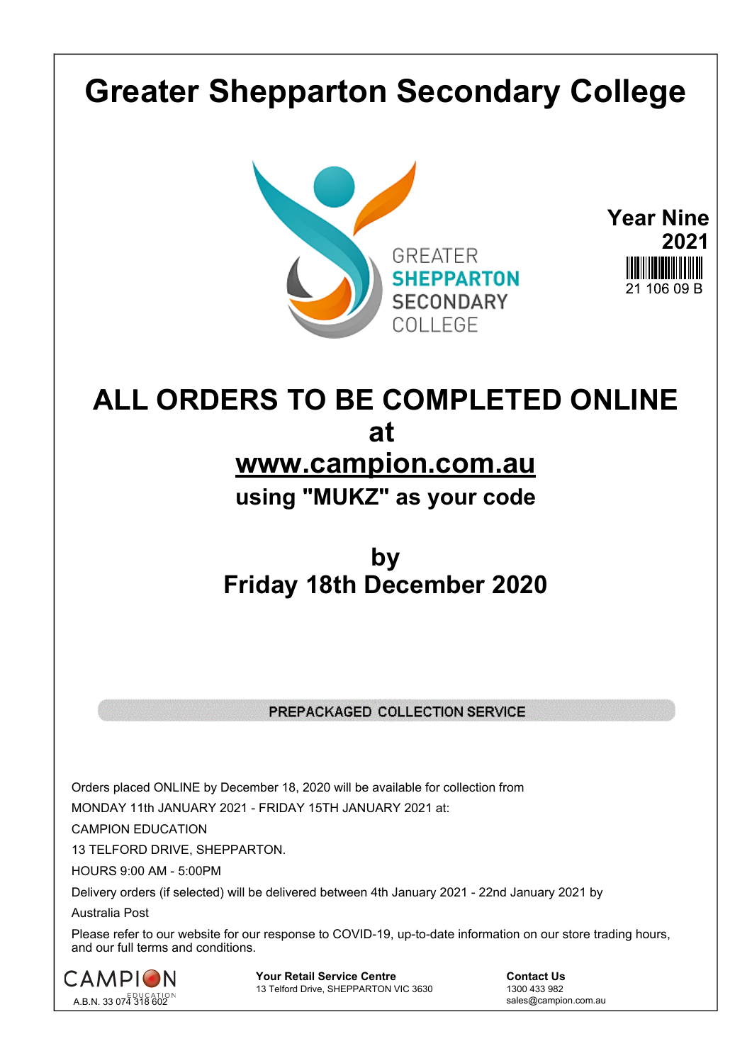# Greater Shepparton Secondary College

GREATER
SHEPPARTON
SECONDARY
COLLEGE

**Year Nine**
**2021**

21 106 09 B

## ALL ORDERS TO BE COMPLETED ONLINE at www.campion.com.au

### using "MUKZ" as your code

## by Friday 18th December 2020

PREPACKAGED COLLECTION SERVICE

Orders placed ONLINE by December 18, 2020 will be available for collection from

MONDAY 11th JANUARY 2021 - FRIDAY 15TH JANUARY 2021 at:

CAMPION EDUCATION

13 TELFORD DRIVE, SHEPPARTON.

HOURS 9:00 AM - 5:00PM

Delivery orders (if selected) will be delivered between 4th January 2021 - 22nd January 2021 by Australia Post

Please refer to our website for our response to COVID-19, up-to-date information on our store trading hours, and our full terms and conditions.

CAMPION EDUCATION
A.B.N. 33 074 318 602

**Your Retail Service Centre**
13 Telford Drive, SHEPPARTON VIC 3630

**Contact Us**
1300 433 982
sales@campion.com.au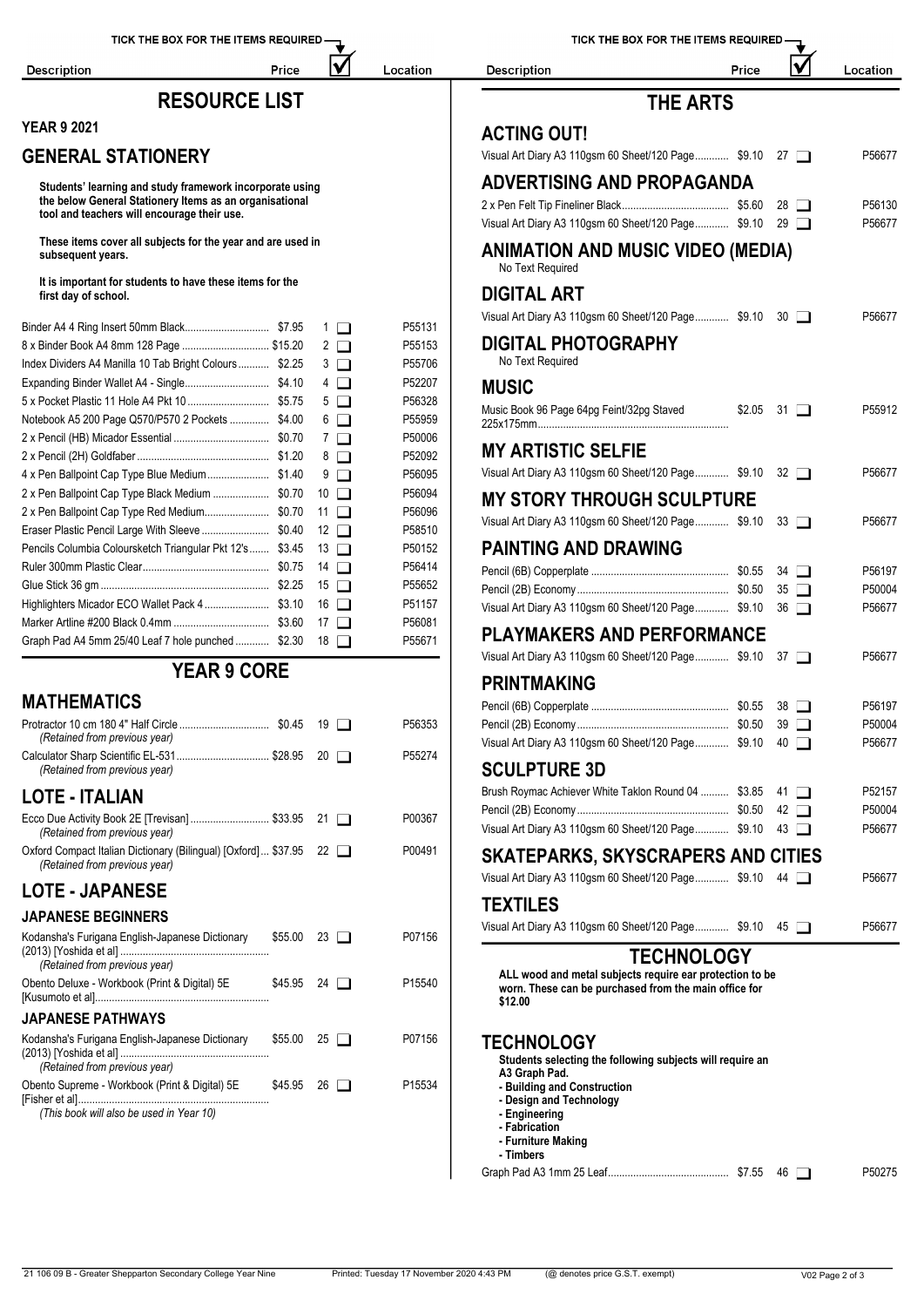# RESOURCE LIST

**YEAR 9 2021**

## GENERAL STATIONERY

**Students' learning and study framework incorporate using the below General Stationery Items as an organisational tool and teachers will encourage their use.**

**These items cover all subjects for the year and are used in subsequent years.**

**It is important for students to have these items for the first day of school.**

| Description | Price | ☑ | Location |
|---|---|---|---|
| Binder A4 4 Ring Insert 50mm Black | $7.95 | 1 ❑ | P55131 |
| 8 x Binder Book A4 8mm 128 Page | $15.20 | 2 ❑ | P55153 |
| Index Dividers A4 Manilla 10 Tab Bright Colours | $2.25 | 3 ❑ | P55706 |
| Expanding Binder Wallet A4 - Single | $4.10 | 4 ❑ | P52207 |
| 5 x Pocket Plastic 11 Hole A4 Pkt 10 | $5.75 | 5 ❑ | P56328 |
| Notebook A5 200 Page Q570/P570 2 Pockets | $4.00 | 6 ❑ | P55959 |
| 2 x Pencil (HB) Micador Essential | $0.70 | 7 ❑ | P50006 |
| 2 x Pencil (2H) Goldfaber | $1.20 | 8 ❑ | P52092 |
| 4 x Pen Ballpoint Cap Type Blue Medium | $1.40 | 9 ❑ | P56095 |
| 2 x Pen Ballpoint Cap Type Black Medium | $0.70 | 10 ❑ | P56094 |
| 2 x Pen Ballpoint Cap Type Red Medium | $0.70 | 11 ❑ | P56096 |
| Eraser Plastic Pencil Large With Sleeve | $0.40 | 12 ❑ | P58510 |
| Pencils Columbia Coloursketch Triangular Pkt 12's | $3.45 | 13 ❑ | P50152 |
| Ruler 300mm Plastic Clear | $0.75 | 14 ❑ | P56414 |
| Glue Stick 36 gm | $2.25 | 15 ❑ | P55652 |
| Highlighters Micador ECO Wallet Pack 4 | $3.10 | 16 ❑ | P51157 |
| Marker Artline #200 Black 0.4mm | $3.60 | 17 ❑ | P56081 |
| Graph Pad A4 5mm 25/40 Leaf 7 hole punched | $2.30 | 18 ❑ | P55671 |

# YEAR 9 CORE

## MATHEMATICS

| Description | Price | ☑ | Location |
|---|---|---|---|
| Protractor 10 cm 180 4" Half Circle *(Retained from previous year)* | $0.45 | 19 ❑ | P56353 |
| Calculator Sharp Scientific EL-531 *(Retained from previous year)* | $28.95 | 20 ❑ | P55274 |

## LOTE - ITALIAN

| Description | Price | ☑ | Location |
|---|---|---|---|
| Ecco Due Activity Book 2E [Trevisan] *(Retained from previous year)* | $33.95 | 21 ❑ | P00367 |
| Oxford Compact Italian Dictionary (Bilingual) [Oxford] *(Retained from previous year)* | $37.95 | 22 ❑ | P00491 |

## LOTE - JAPANESE

### JAPANESE BEGINNERS

| Description | Price | ☑ | Location |
|---|---|---|---|
| Kodansha's Furigana English-Japanese Dictionary (2013) [Yoshida et al] *(Retained from previous year)* | $55.00 | 23 ❑ | P07156 |
| Obento Deluxe - Workbook (Print & Digital) 5E [Kusumoto et al] | $45.95 | 24 ❑ | P15540 |

### JAPANESE PATHWAYS

| Description | Price | ☑ | Location |
|---|---|---|---|
| Kodansha's Furigana English-Japanese Dictionary (2013) [Yoshida et al] *(Retained from previous year)* | $55.00 | 25 ❑ | P07156 |
| Obento Supreme - Workbook (Print & Digital) 5E [Fisher et al] *(This book will also be used in Year 10)* | $45.95 | 26 ❑ | P15534 |

# THE ARTS

## ACTING OUT!

| Description | Price | ☑ | Location |
|---|---|---|---|
| Visual Art Diary A3 110gsm 60 Sheet/120 Page | $9.10 | 27 ❑ | P56677 |

## ADVERTISING AND PROPAGANDA

| Description | Price | ☑ | Location |
|---|---|---|---|
| 2 x Pen Felt Tip Fineliner Black | $5.60 | 28 ❑ | P56130 |
| Visual Art Diary A3 110gsm 60 Sheet/120 Page | $9.10 | 29 ❑ | P56677 |

## ANIMATION AND MUSIC VIDEO (MEDIA)

No Text Required

## DIGITAL ART

| Description | Price | ☑ | Location |
|---|---|---|---|
| Visual Art Diary A3 110gsm 60 Sheet/120 Page | $9.10 | 30 ❑ | P56677 |

## DIGITAL PHOTOGRAPHY

No Text Required

## MUSIC

| Description | Price | ☑ | Location |
|---|---|---|---|
| Music Book 96 Page 64pg Feint/32pg Staved 225x175mm | $2.05 | 31 ❑ | P55912 |

## MY ARTISTIC SELFIE

| Description | Price | ☑ | Location |
|---|---|---|---|
| Visual Art Diary A3 110gsm 60 Sheet/120 Page | $9.10 | 32 ❑ | P56677 |

## MY STORY THROUGH SCULPTURE

| Description | Price | ☑ | Location |
|---|---|---|---|
| Visual Art Diary A3 110gsm 60 Sheet/120 Page | $9.10 | 33 ❑ | P56677 |

## PAINTING AND DRAWING

| Description | Price | ☑ | Location |
|---|---|---|---|
| Pencil (6B) Copperplate | $0.55 | 34 ❑ | P56197 |
| Pencil (2B) Economy | $0.50 | 35 ❑ | P50004 |
| Visual Art Diary A3 110gsm 60 Sheet/120 Page | $9.10 | 36 ❑ | P56677 |

## PLAYMAKERS AND PERFORMANCE

| Description | Price | ☑ | Location |
|---|---|---|---|
| Visual Art Diary A3 110gsm 60 Sheet/120 Page | $9.10 | 37 ❑ | P56677 |

## PRINTMAKING

| Description | Price | ☑ | Location |
|---|---|---|---|
| Pencil (6B) Copperplate | $0.55 | 38 ❑ | P56197 |
| Pencil (2B) Economy | $0.50 | 39 ❑ | P50004 |
| Visual Art Diary A3 110gsm 60 Sheet/120 Page | $9.10 | 40 ❑ | P56677 |

## SCULPTURE 3D

| Description | Price | ☑ | Location |
|---|---|---|---|
| Brush Roymac Achiever White Taklon Round 04 | $3.85 | 41 ❑ | P52157 |
| Pencil (2B) Economy | $0.50 | 42 ❑ | P50004 |
| Visual Art Diary A3 110gsm 60 Sheet/120 Page | $9.10 | 43 ❑ | P56677 |

## SKATEPARKS, SKYSCRAPERS AND CITIES

| Description | Price | ☑ | Location |
|---|---|---|---|
| Visual Art Diary A3 110gsm 60 Sheet/120 Page | $9.10 | 44 ❑ | P56677 |

## TEXTILES

| Description | Price | ☑ | Location |
|---|---|---|---|
| Visual Art Diary A3 110gsm 60 Sheet/120 Page | $9.10 | 45 ❑ | P56677 |

# TECHNOLOGY

**ALL wood and metal subjects require ear protection to be worn. These can be purchased from the main office for $12.00**

## TECHNOLOGY

**Students selecting the following subjects will require an A3 Graph Pad.**
- **Building and Construction**
- **Design and Technology**
- **Engineering**
- **Fabrication**
- **Furniture Making**
- **Timbers**

| Description | Price | ☑ | Location |
|---|---|---|---|
| Graph Pad A3 1mm 25 Leaf | $7.55 | 46 ❑ | P50275 |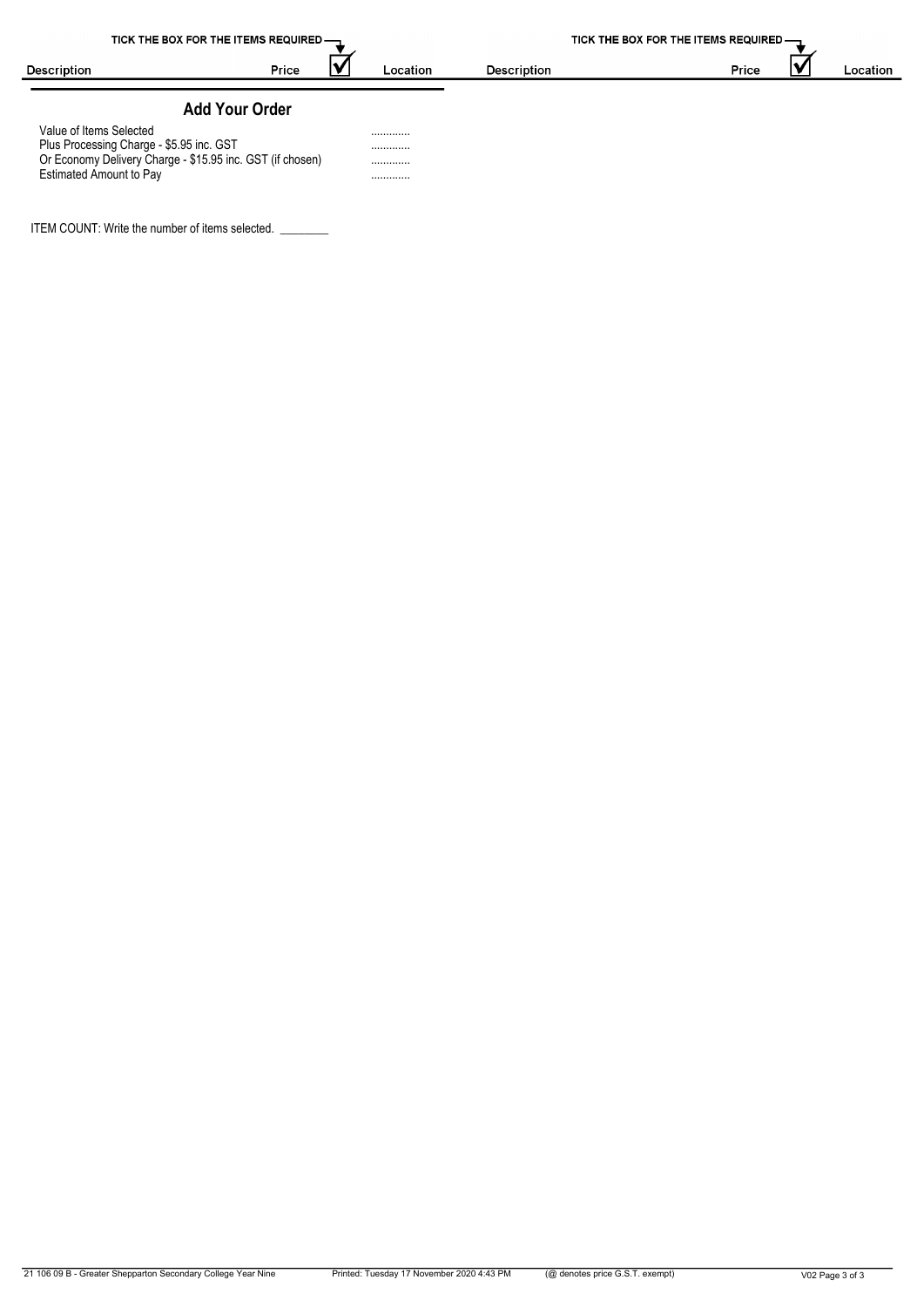| Description | Price | ☑ | Location | Description | Price | ☑ | Location |
|---|---|---|---|---|---|---|---|

TICK THE BOX FOR THE ITEMS REQUIRED

## Add Your Order

| | |
|---|---|
| Value of Items Selected | ............ |
| Plus Processing Charge - $5.95 inc. GST | ............ |
| Or Economy Delivery Charge - $15.95 inc. GST (if chosen) | ............ |
| Estimated Amount to Pay | ............ |

ITEM COUNT: Write the number of items selected. ________

21 106 09 B - Greater Shepparton Secondary College Year Nine    Printed: Tuesday 17 November 2020 4:43 PM    (@ denotes price G.S.T. exempt)